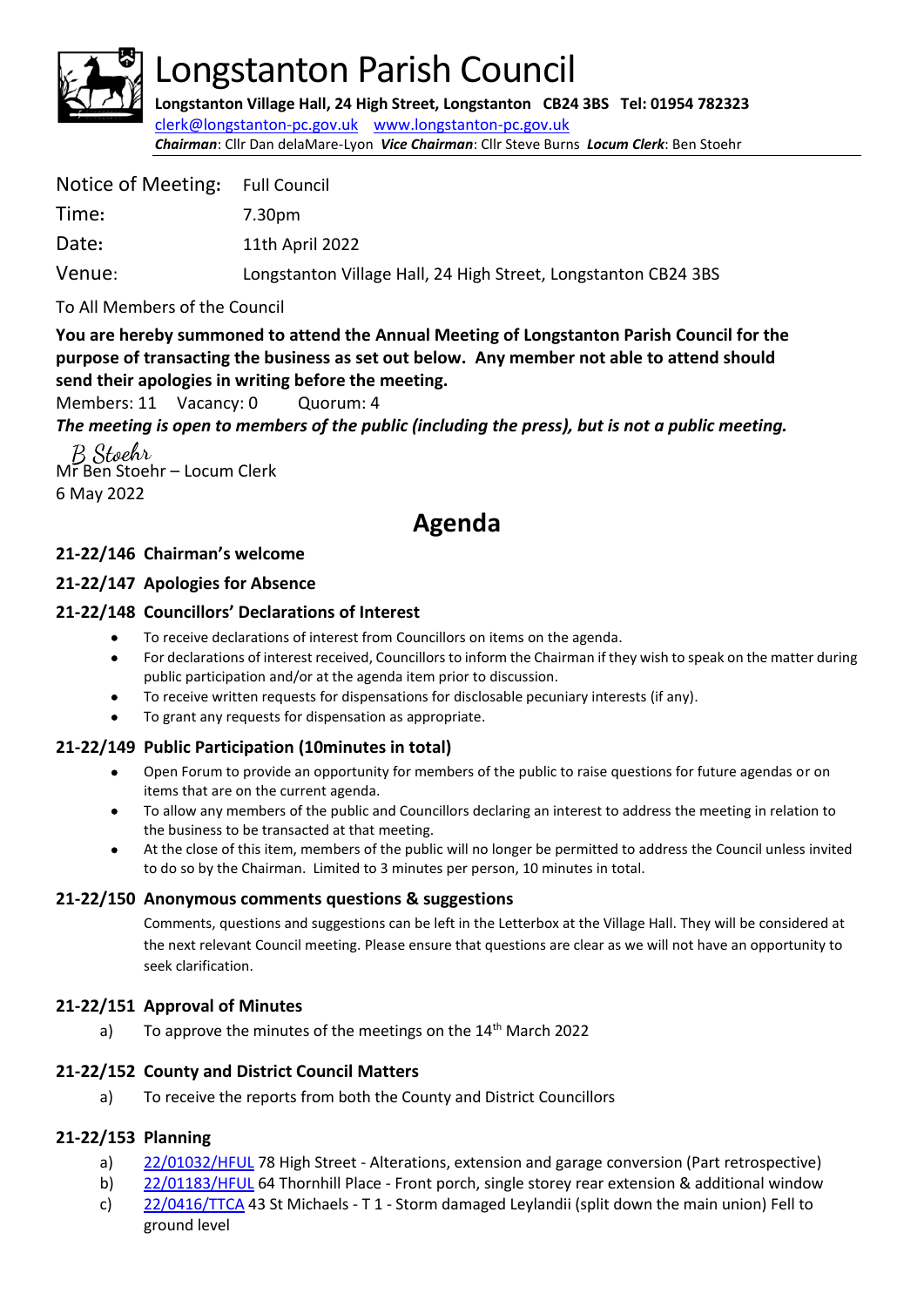# Longstanton Parish Council

**Longstanton Village Hall, 24 High Street, Longstanton CB24 3BS Tel: 01954 782323**
clerk@longstanton-pc.gov.uk www.longstanton-pc.gov.uk
***Chairman***: Cllr Dan delaMare-Lyon ***Vice Chairman***: Cllr Steve Burns ***Locum Clerk***: Ben Stoehr

| | |
|---|---|
| Notice of Meeting: | Full Council |
| Time: | 7.30pm |
| Date: | 11th April 2022 |
| Venue: | Longstanton Village Hall, 24 High Street, Longstanton CB24 3BS |

To All Members of the Council

**You are hereby summoned to attend the Annual Meeting of Longstanton Parish Council for the purpose of transacting the business as set out below. Any member not able to attend should send their apologies in writing before the meeting.**

Members: 11 Vacancy: 0 Quorum: 4

***The meeting is open to members of the public (including the press), but is not a public meeting.***

B Stoehr
Mr Ben Stoehr – Locum Clerk
6 May 2022

## Agenda

### 21-22/146 Chairman's welcome

### 21-22/147 Apologies for Absence

### 21-22/148 Councillors' Declarations of Interest

- To receive declarations of interest from Councillors on items on the agenda.
- For declarations of interest received, Councillors to inform the Chairman if they wish to speak on the matter during public participation and/or at the agenda item prior to discussion.
- To receive written requests for dispensations for disclosable pecuniary interests (if any).
- To grant any requests for dispensation as appropriate.

### 21-22/149 Public Participation (10minutes in total)

- Open Forum to provide an opportunity for members of the public to raise questions for future agendas or on items that are on the current agenda.
- To allow any members of the public and Councillors declaring an interest to address the meeting in relation to the business to be transacted at that meeting.
- At the close of this item, members of the public will no longer be permitted to address the Council unless invited to do so by the Chairman. Limited to 3 minutes per person, 10 minutes in total.

### 21-22/150 Anonymous comments questions & suggestions

Comments, questions and suggestions can be left in the Letterbox at the Village Hall. They will be considered at the next relevant Council meeting. Please ensure that questions are clear as we will not have an opportunity to seek clarification.

### 21-22/151 Approval of Minutes

a) To approve the minutes of the meetings on the 14th March 2022

### 21-22/152 County and District Council Matters

a) To receive the reports from both the County and District Councillors

### 21-22/153 Planning

a) 22/01032/HFUL 78 High Street - Alterations, extension and garage conversion (Part retrospective)
b) 22/01183/HFUL 64 Thornhill Place - Front porch, single storey rear extension & additional window
c) 22/0416/TTCA 43 St Michaels - T 1 - Storm damaged Leylandii (split down the main union) Fell to ground level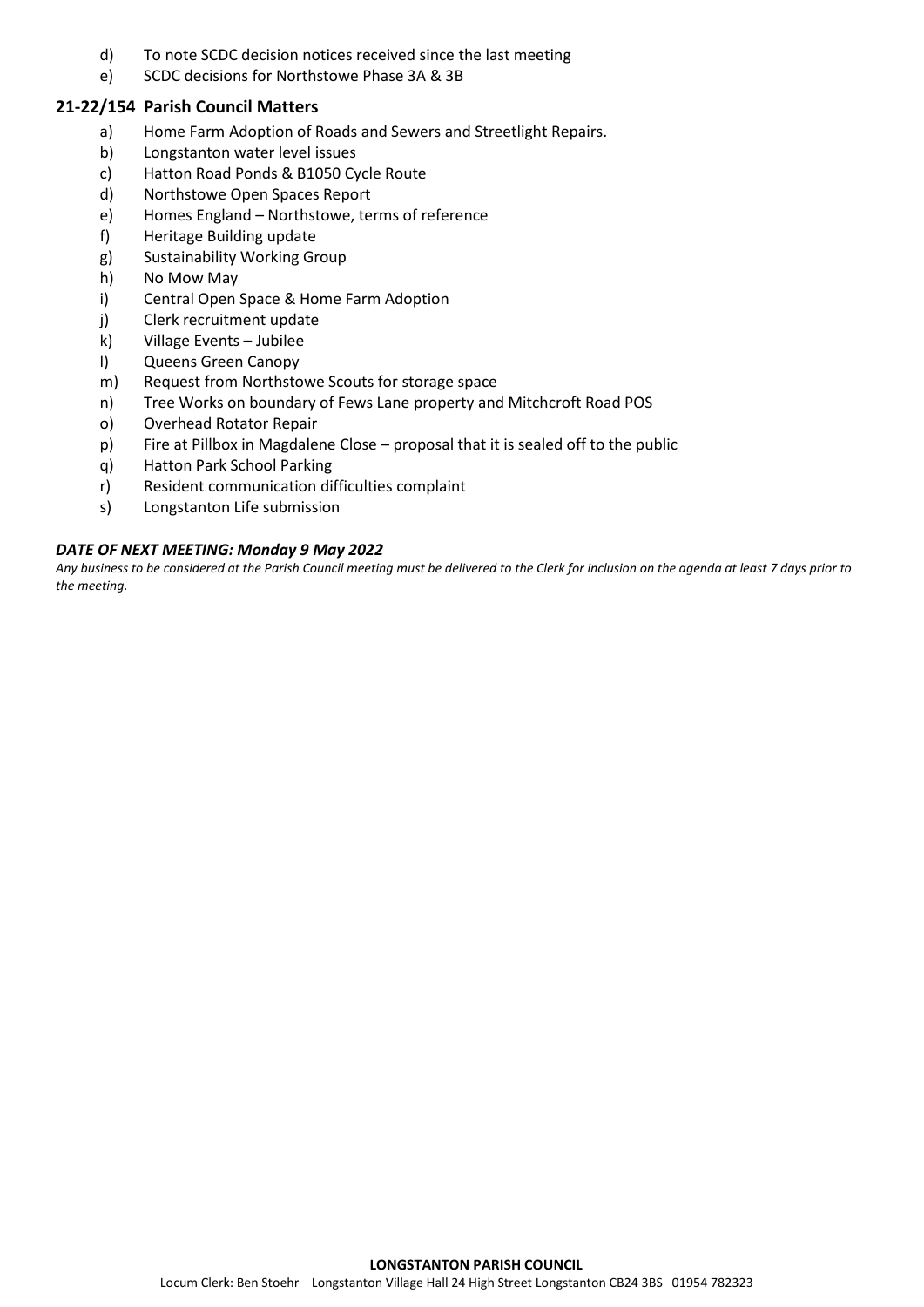d) To note SCDC decision notices received since the last meeting
e) SCDC decisions for Northstowe Phase 3A & 3B

## 21-22/154 Parish Council Matters

a) Home Farm Adoption of Roads and Sewers and Streetlight Repairs.
b) Longstanton water level issues
c) Hatton Road Ponds & B1050 Cycle Route
d) Northstowe Open Spaces Report
e) Homes England – Northstowe, terms of reference
f) Heritage Building update
g) Sustainability Working Group
h) No Mow May
i) Central Open Space & Home Farm Adoption
j) Clerk recruitment update
k) Village Events – Jubilee
l) Queens Green Canopy
m) Request from Northstowe Scouts for storage space
n) Tree Works on boundary of Fews Lane property and Mitchcroft Road POS
o) Overhead Rotator Repair
p) Fire at Pillbox in Magdalene Close – proposal that it is sealed off to the public
q) Hatton Park School Parking
r) Resident communication difficulties complaint
s) Longstanton Life submission

***DATE OF NEXT MEETING: Monday 9 May 2022***

*Any business to be considered at the Parish Council meeting must be delivered to the Clerk for inclusion on the agenda at least 7 days prior to the meeting.*

**LONGSTANTON PARISH COUNCIL**

Locum Clerk: Ben Stoehr Longstanton Village Hall 24 High Street Longstanton CB24 3BS 01954 782323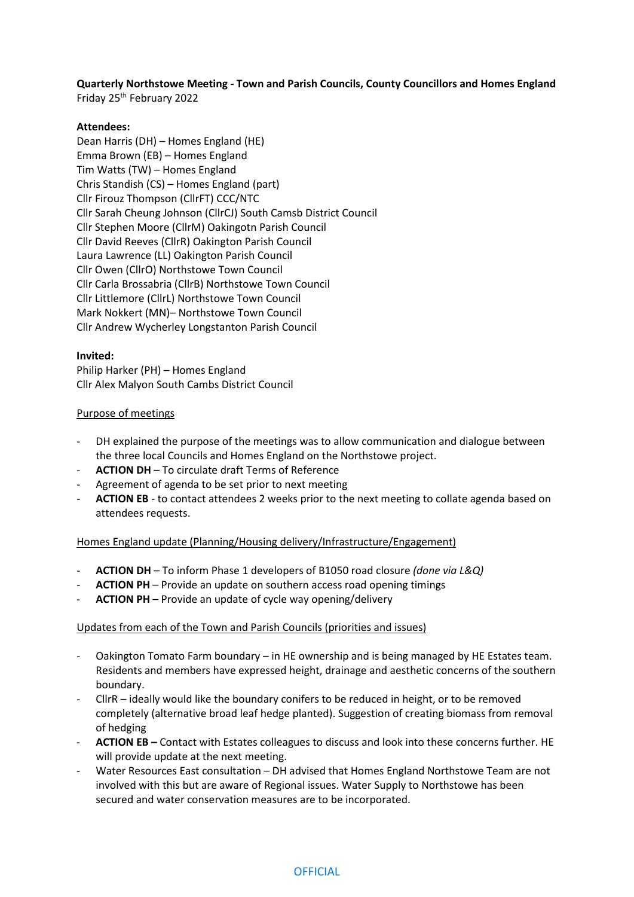**Quarterly Northstowe Meeting - Town and Parish Councils, County Councillors and Homes England**
Friday 25th February 2022

**Attendees:**
Dean Harris (DH) – Homes England (HE)
Emma Brown (EB) – Homes England
Tim Watts (TW) – Homes England
Chris Standish (CS) – Homes England (part)
Cllr Firouz Thompson (CllrFT) CCC/NTC
Cllr Sarah Cheung Johnson (CllrCJ) South Camsb District Council
Cllr Stephen Moore (CllrM) Oakingotn Parish Council
Cllr David Reeves (CllrR) Oakington Parish Council
Laura Lawrence (LL) Oakington Parish Council
Cllr Owen (CllrO) Northstowe Town Council
Cllr Carla Brossabria (CllrB) Northstowe Town Council
Cllr Littlemore (CllrL) Northstowe Town Council
Mark Nokkert (MN)– Northstowe Town Council
Cllr Andrew Wycherley Longstanton Parish Council

**Invited:**
Philip Harker (PH) – Homes England
Cllr Alex Malyon South Cambs District Council

<u>Purpose of meetings</u>

- DH explained the purpose of the meetings was to allow communication and dialogue between the three local Councils and Homes England on the Northstowe project.
- **ACTION DH** – To circulate draft Terms of Reference
- Agreement of agenda to be set prior to next meeting
- **ACTION EB** - to contact attendees 2 weeks prior to the next meeting to collate agenda based on attendees requests.

<u>Homes England update (Planning/Housing delivery/Infrastructure/Engagement)</u>

- **ACTION DH** – To inform Phase 1 developers of B1050 road closure *(done via L&Q)*
- **ACTION PH** – Provide an update on southern access road opening timings
- **ACTION PH** – Provide an update of cycle way opening/delivery

<u>Updates from each of the Town and Parish Councils (priorities and issues)</u>

- Oakington Tomato Farm boundary – in HE ownership and is being managed by HE Estates team. Residents and members have expressed height, drainage and aesthetic concerns of the southern boundary.
- CllrR – ideally would like the boundary conifers to be reduced in height, or to be removed completely (alternative broad leaf hedge planted). Suggestion of creating biomass from removal of hedging
- **ACTION EB –** Contact with Estates colleagues to discuss and look into these concerns further. HE will provide update at the next meeting.
- Water Resources East consultation – DH advised that Homes England Northstowe Team are not involved with this but are aware of Regional issues. Water Supply to Northstowe has been secured and water conservation measures are to be incorporated.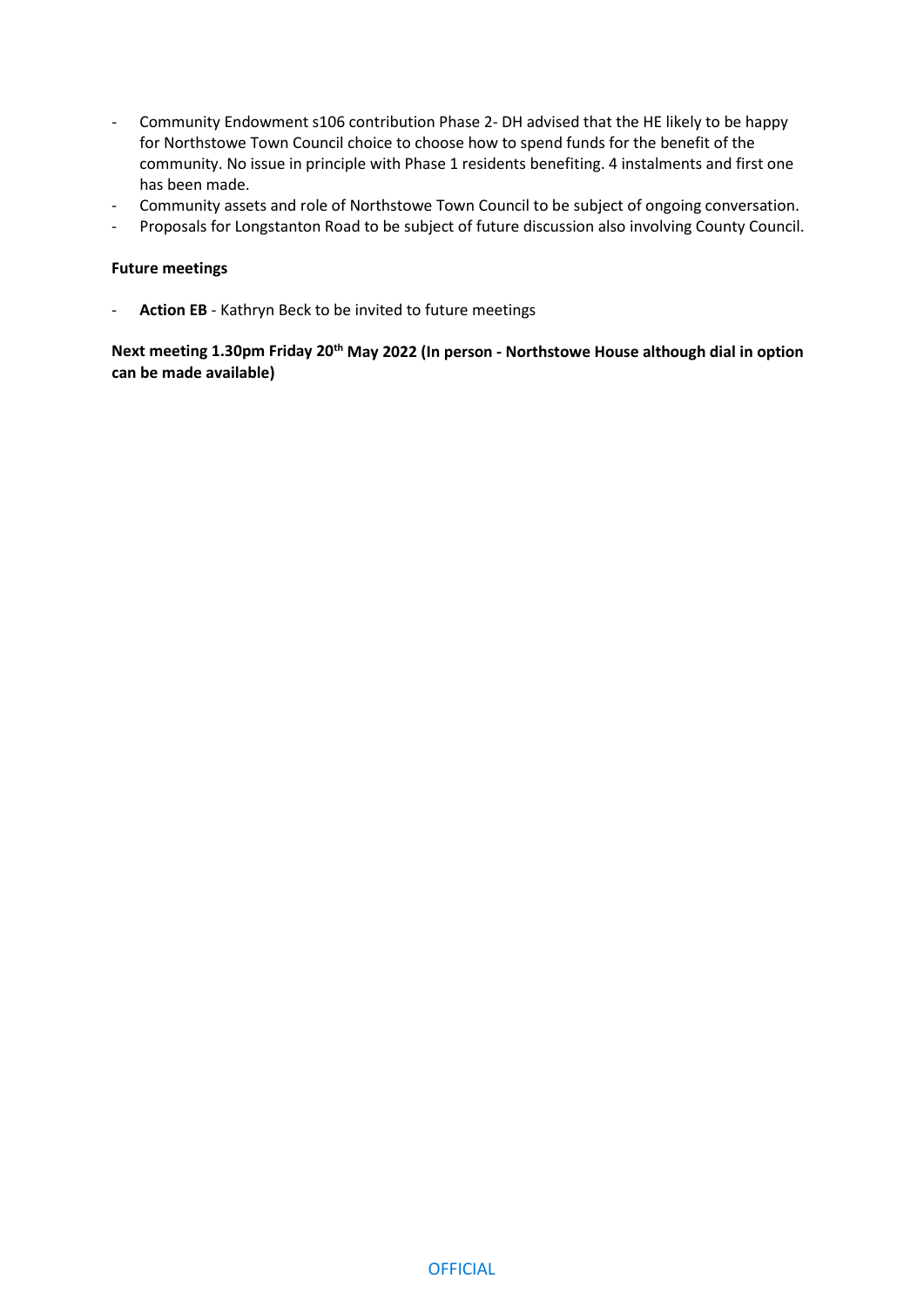- Community Endowment s106 contribution Phase 2- DH advised that the HE likely to be happy for Northstowe Town Council choice to choose how to spend funds for the benefit of the community. No issue in principle with Phase 1 residents benefiting. 4 instalments and first one has been made.
- Community assets and role of Northstowe Town Council to be subject of ongoing conversation.
- Proposals for Longstanton Road to be subject of future discussion also involving County Council.

**Future meetings**

- **Action EB** - Kathryn Beck to be invited to future meetings

**Next meeting 1.30pm Friday 20th May 2022 (In person - Northstowe House although dial in option can be made available)**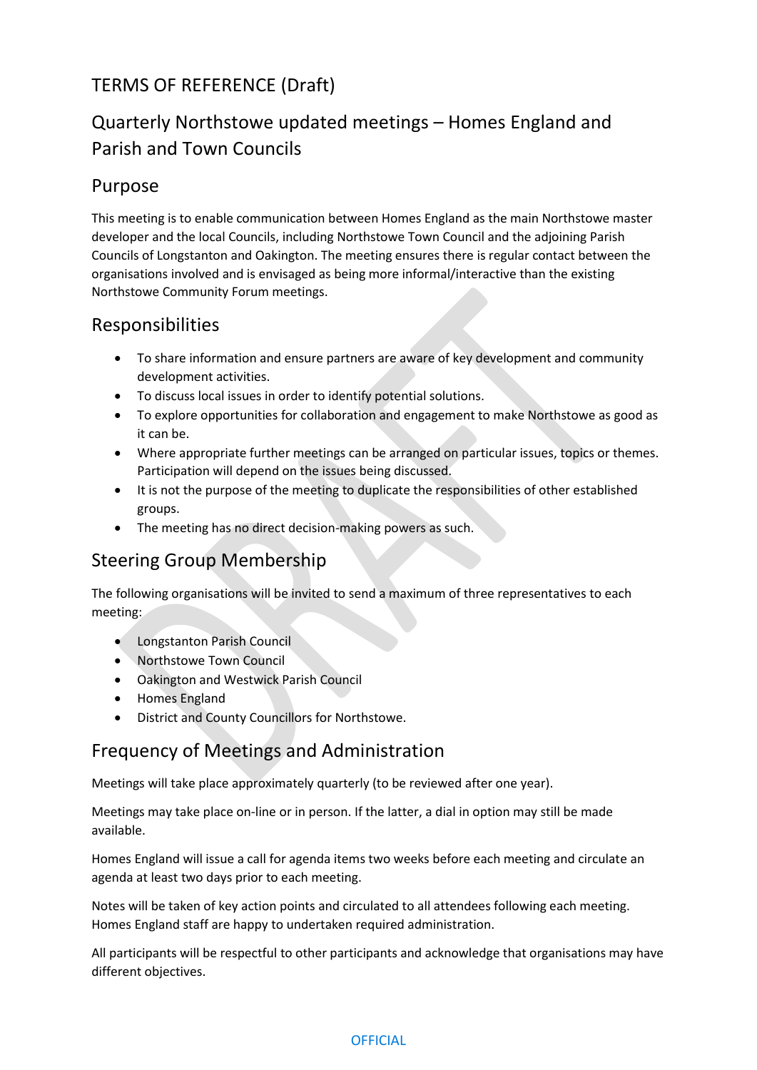# TERMS OF REFERENCE (Draft)

## Quarterly Northstowe updated meetings – Homes England and Parish and Town Councils

### Purpose

This meeting is to enable communication between Homes England as the main Northstowe master developer and the local Councils, including Northstowe Town Council and the adjoining Parish Councils of Longstanton and Oakington. The meeting ensures there is regular contact between the organisations involved and is envisaged as being more informal/interactive than the existing Northstowe Community Forum meetings.

### Responsibilities

- To share information and ensure partners are aware of key development and community development activities.
- To discuss local issues in order to identify potential solutions.
- To explore opportunities for collaboration and engagement to make Northstowe as good as it can be.
- Where appropriate further meetings can be arranged on particular issues, topics or themes. Participation will depend on the issues being discussed.
- It is not the purpose of the meeting to duplicate the responsibilities of other established groups.
- The meeting has no direct decision-making powers as such.

### Steering Group Membership

The following organisations will be invited to send a maximum of three representatives to each meeting:

- Longstanton Parish Council
- Northstowe Town Council
- Oakington and Westwick Parish Council
- Homes England
- District and County Councillors for Northstowe.

### Frequency of Meetings and Administration

Meetings will take place approximately quarterly (to be reviewed after one year).

Meetings may take place on-line or in person. If the latter, a dial in option may still be made available.

Homes England will issue a call for agenda items two weeks before each meeting and circulate an agenda at least two days prior to each meeting.

Notes will be taken of key action points and circulated to all attendees following each meeting. Homes England staff are happy to undertaken required administration.

All participants will be respectful to other participants and acknowledge that organisations may have different objectives.

OFFICIAL